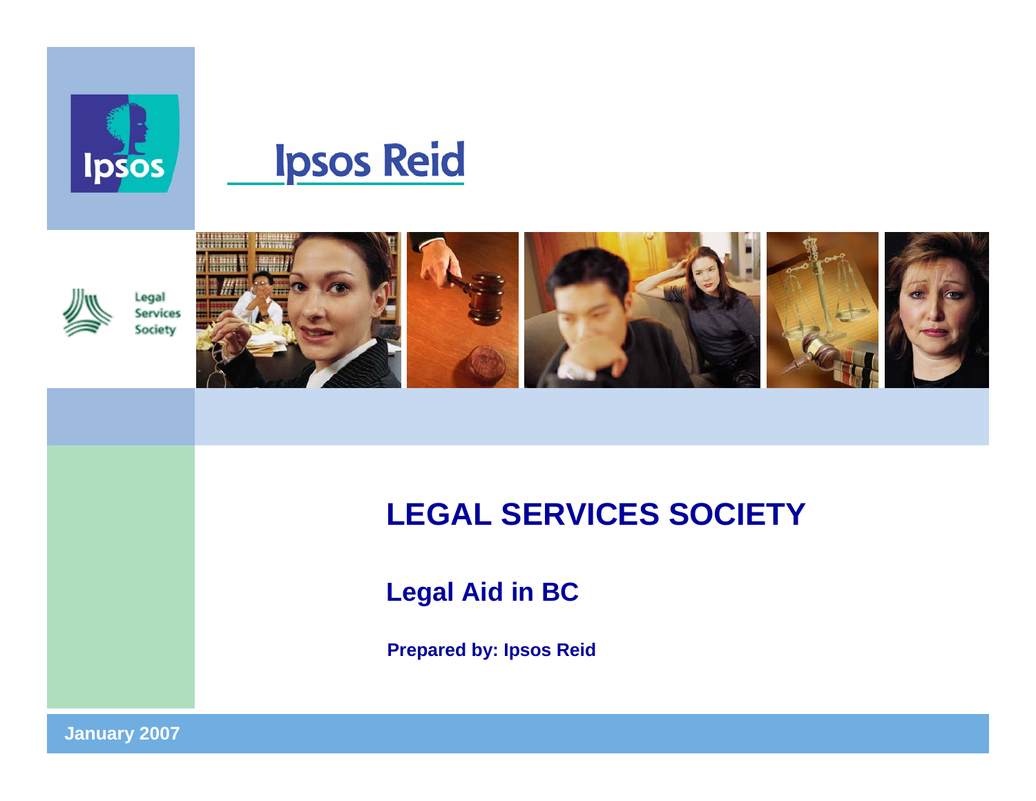Ipsos Reid

Legal Services Society

# LEGAL SERVICES SOCIETY

## Legal Aid in BC

**Prepared by: Ipsos Reid**

**January 2007**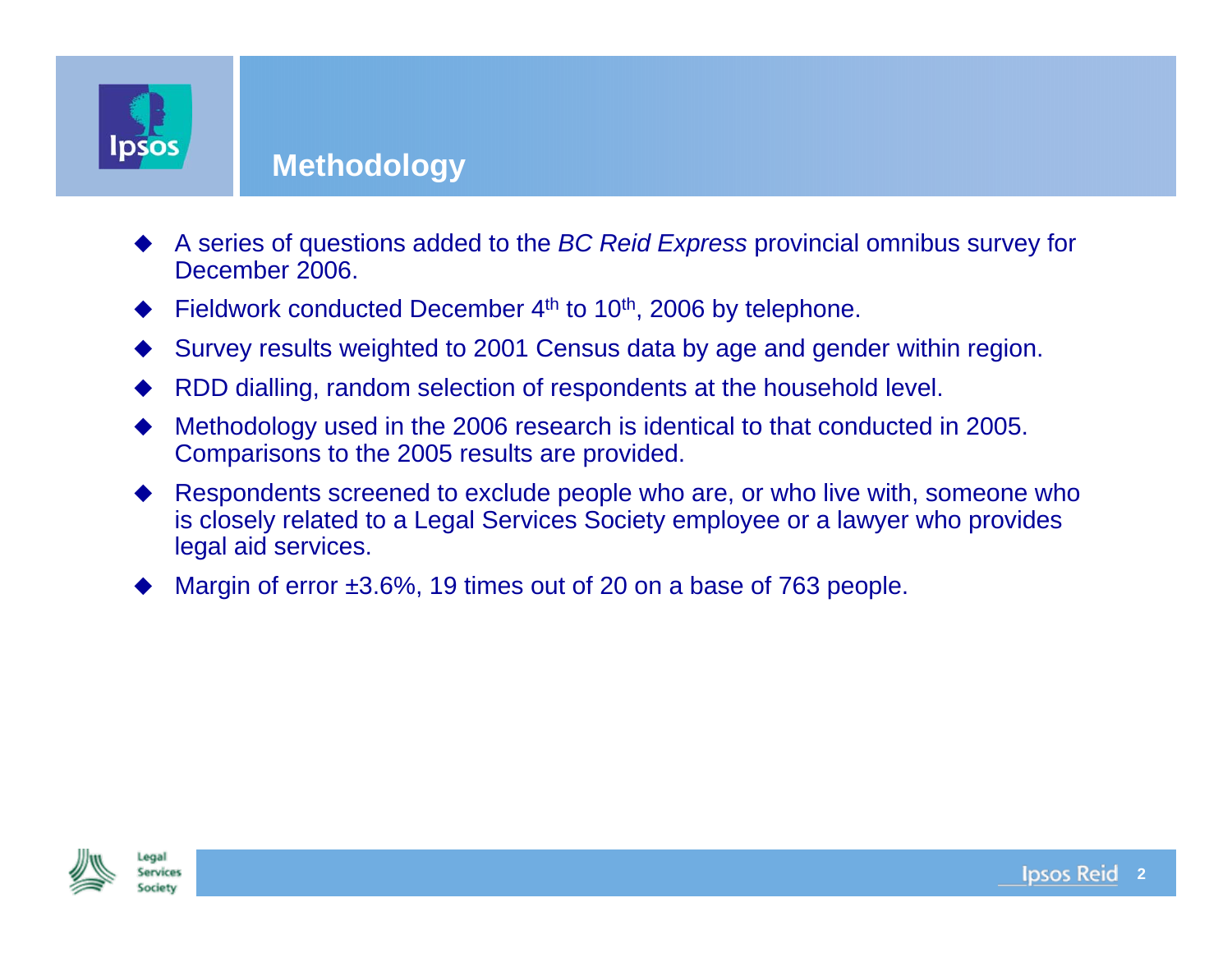# Methodology

- A series of questions added to the *BC Reid Express* provincial omnibus survey for December 2006.
- Fieldwork conducted December 4th to 10th, 2006 by telephone.
- Survey results weighted to 2001 Census data by age and gender within region.
- RDD dialling, random selection of respondents at the household level.
- Methodology used in the 2006 research is identical to that conducted in 2005. Comparisons to the 2005 results are provided.
- Respondents screened to exclude people who are, or who live with, someone who is closely related to a Legal Services Society employee or a lawyer who provides legal aid services.
- Margin of error ±3.6%, 19 times out of 20 on a base of 763 people.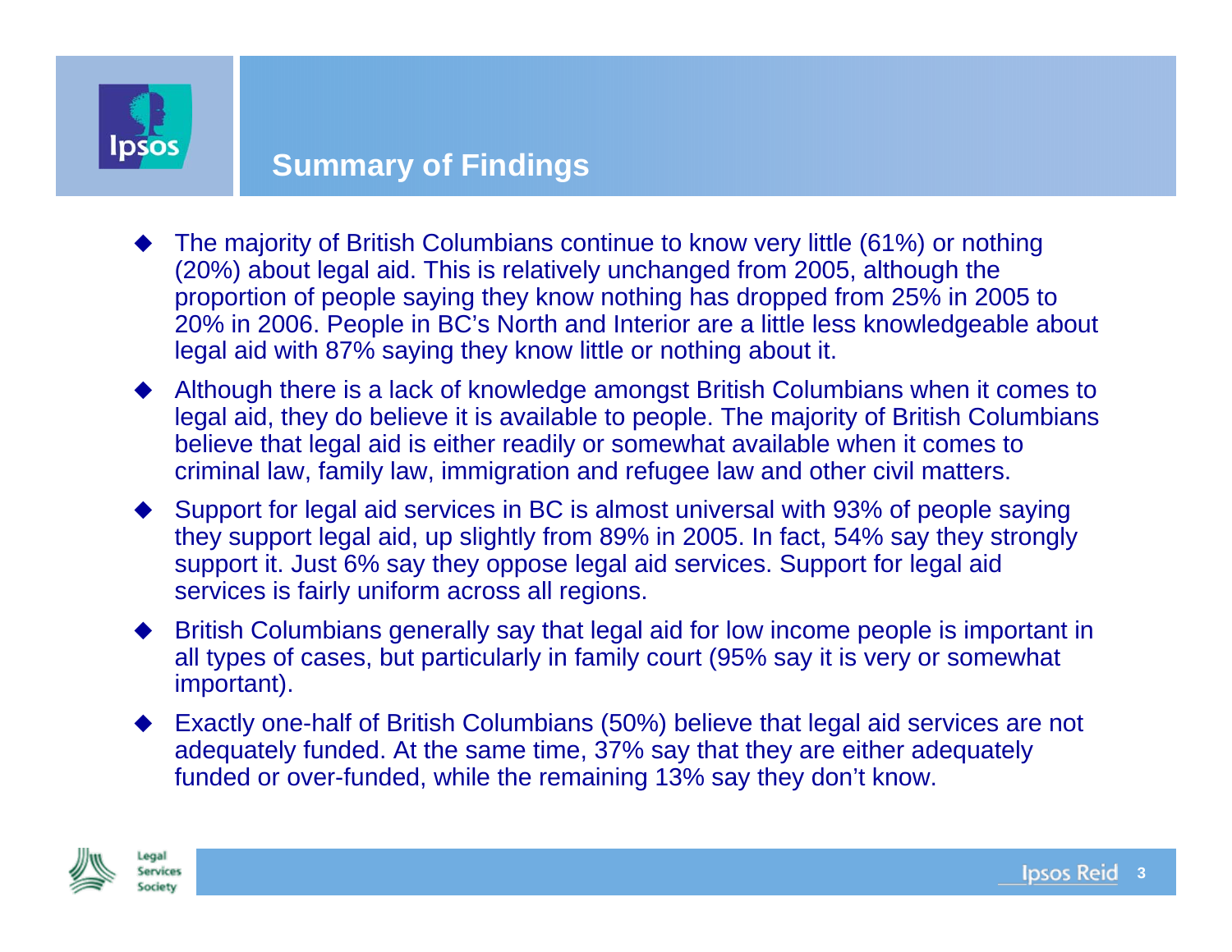## Summary of Findings

- The majority of British Columbians continue to know very little (61%) or nothing (20%) about legal aid. This is relatively unchanged from 2005, although the proportion of people saying they know nothing has dropped from 25% in 2005 to 20% in 2006. People in BC's North and Interior are a little less knowledgeable about legal aid with 87% saying they know little or nothing about it.
- Although there is a lack of knowledge amongst British Columbians when it comes to legal aid, they do believe it is available to people. The majority of British Columbians believe that legal aid is either readily or somewhat available when it comes to criminal law, family law, immigration and refugee law and other civil matters.
- Support for legal aid services in BC is almost universal with 93% of people saying they support legal aid, up slightly from 89% in 2005. In fact, 54% say they strongly support it. Just 6% say they oppose legal aid services. Support for legal aid services is fairly uniform across all regions.
- British Columbians generally say that legal aid for low income people is important in all types of cases, but particularly in family court (95% say it is very or somewhat important).
- Exactly one-half of British Columbians (50%) believe that legal aid services are not adequately funded. At the same time, 37% say that they are either adequately funded or over-funded, while the remaining 13% say they don't know.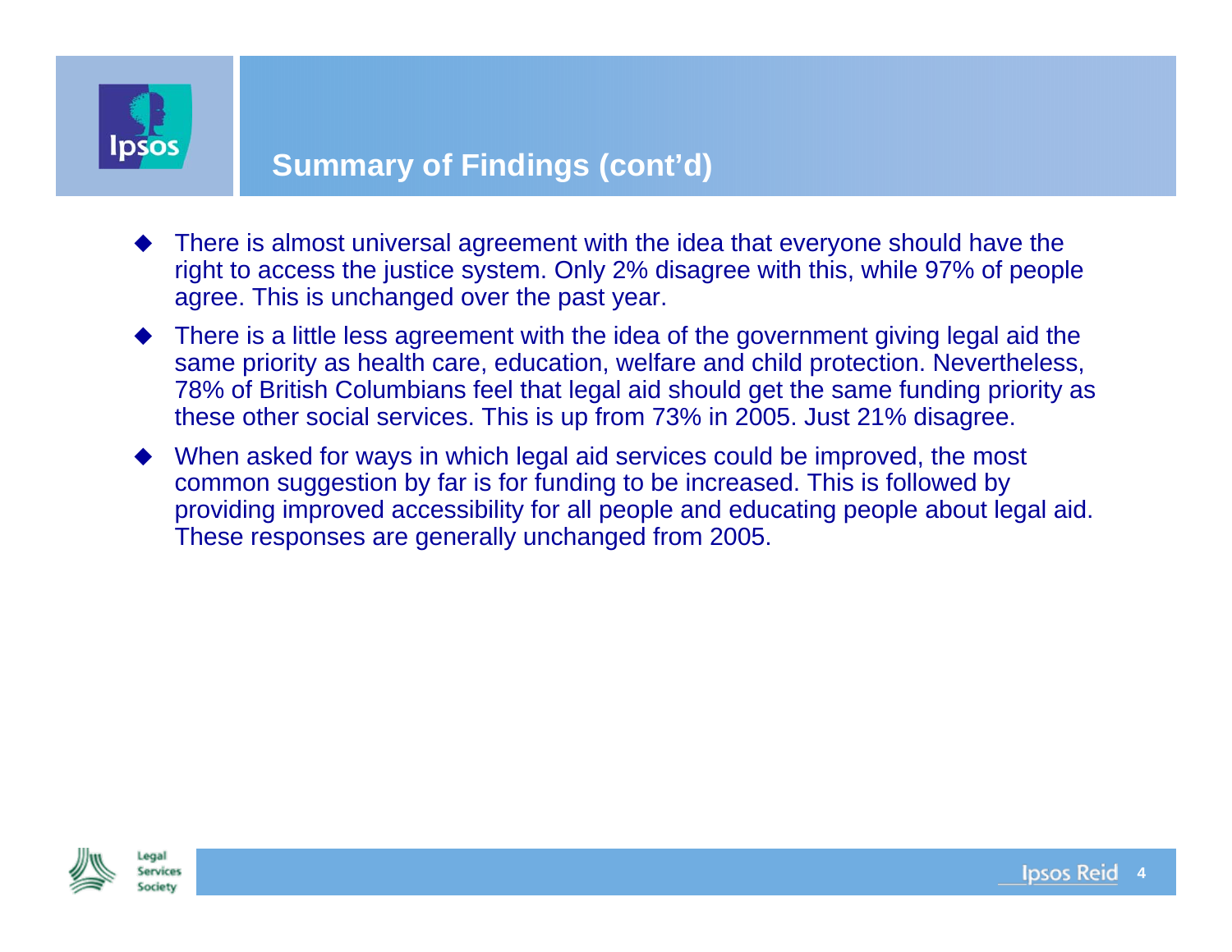## Summary of Findings (cont'd)

- There is almost universal agreement with the idea that everyone should have the right to access the justice system. Only 2% disagree with this, while 97% of people agree. This is unchanged over the past year.
- There is a little less agreement with the idea of the government giving legal aid the same priority as health care, education, welfare and child protection. Nevertheless, 78% of British Columbians feel that legal aid should get the same funding priority as these other social services. This is up from 73% in 2005. Just 21% disagree.
- When asked for ways in which legal aid services could be improved, the most common suggestion by far is for funding to be increased. This is followed by providing improved accessibility for all people and educating people about legal aid. These responses are generally unchanged from 2005.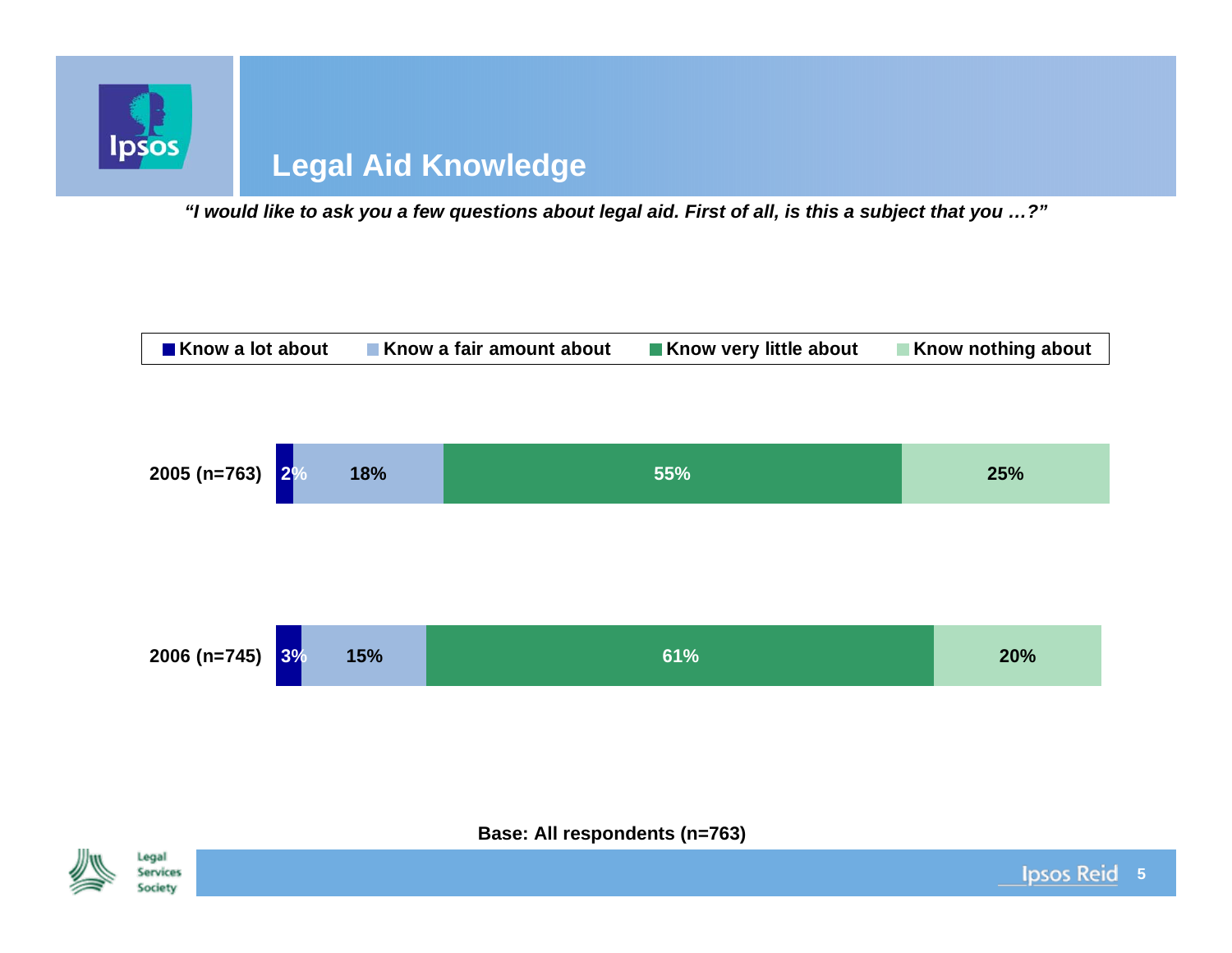# Legal Aid Knowledge

*"I would like to ask you a few questions about legal aid. First of all, is this a subject that you …?"*

| | Know a lot about | Know a fair amount about | Know very little about | Know nothing about |
|---|---|---|---|---|
| 2005 (n=763) | 2% | 18% | 55% | 25% |
| 2006 (n=745) | 3% | 15% | 61% | 20% |

**Base: All respondents (n=763)**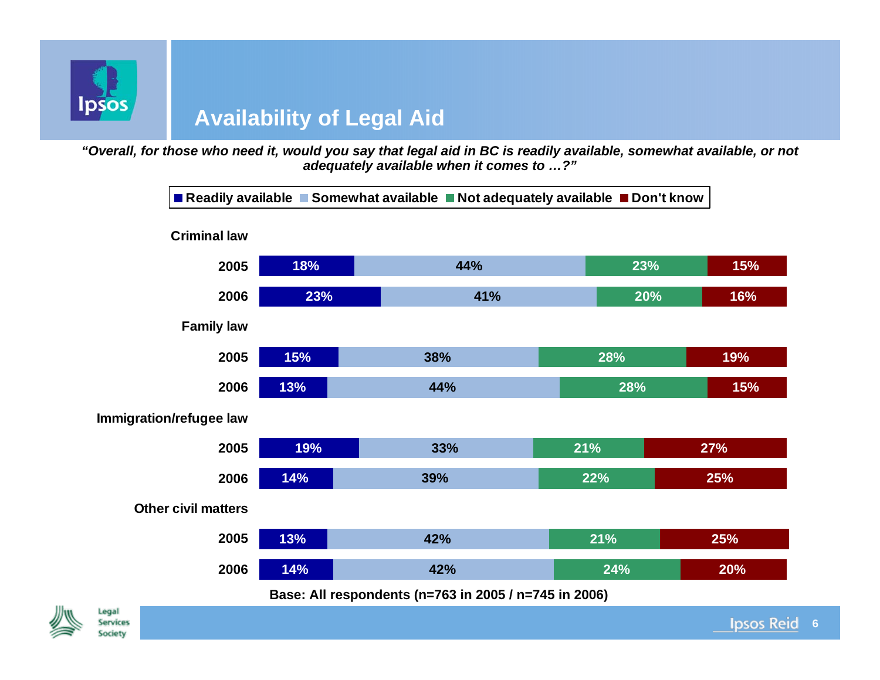# Availability of Legal Aid

***"Overall, for those who need it, would you say that legal aid in BC is readily available, somewhat available, or not adequately available when it comes to …?"***

| | Readily available | Somewhat available | Not adequately available | Don't know |
|---|---|---|---|---|
| **Criminal law** | | | | |
| 2005 | 18% | 44% | 23% | 15% |
| 2006 | 23% | 41% | 20% | 16% |
| **Family law** | | | | |
| 2005 | 15% | 38% | 28% | 19% |
| 2006 | 13% | 44% | 28% | 15% |
| **Immigration/refugee law** | | | | |
| 2005 | 19% | 33% | 21% | 27% |
| 2006 | 14% | 39% | 22% | 25% |
| **Other civil matters** | | | | |
| 2005 | 13% | 42% | 21% | 25% |
| 2006 | 14% | 42% | 24% | 20% |

**Base: All respondents (n=763 in 2005 / n=745 in 2006)**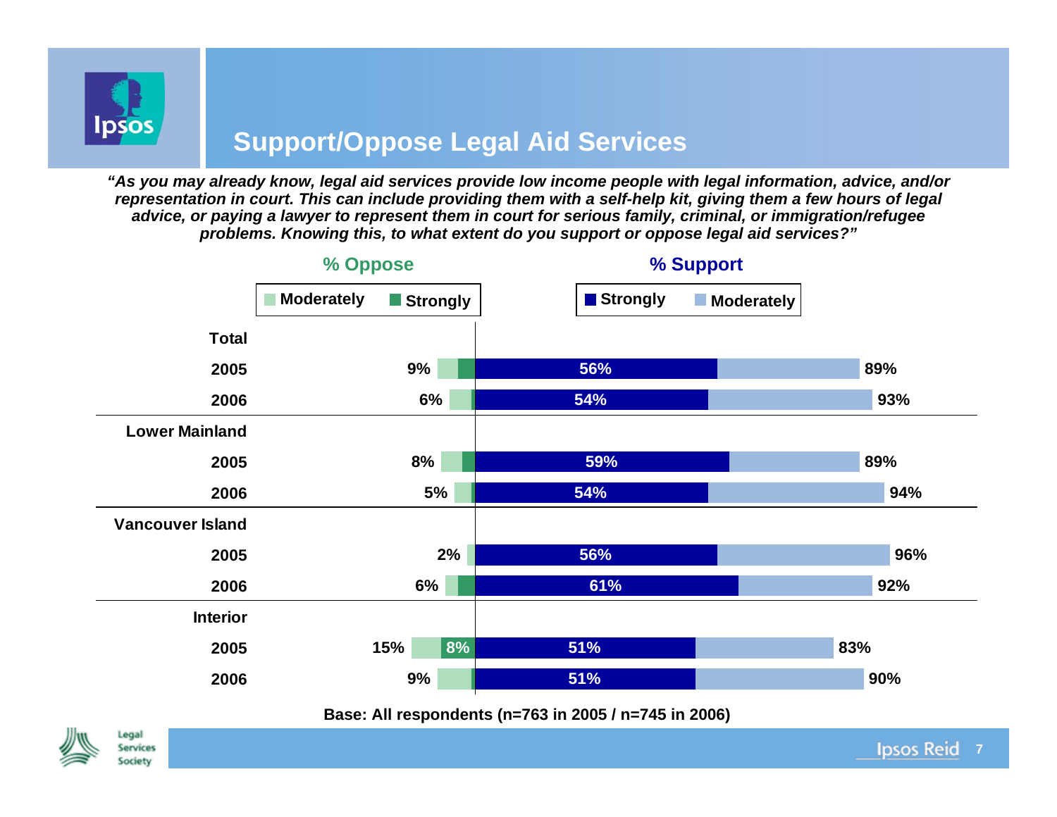# Support/Oppose Legal Aid Services

***"As you may already know, legal aid services provide low income people with legal information, advice, and/or representation in court. This can include providing them with a self-help kit, giving them a few hours of legal advice, or paying a lawyer to represent them in court for serious family, criminal, or immigration/refugee problems. Knowing this, to what extent do you support or oppose legal aid services?"***

| | % Oppose (Total) | % Oppose Strongly | % Support Strongly | % Support (Total) |
|---|---|---|---|---|
| **Total** | | | | |
| 2005 | 9% | | 56% | 89% |
| 2006 | 6% | | 54% | 93% |
| **Lower Mainland** | | | | |
| 2005 | 8% | | 59% | 89% |
| 2006 | 5% | | 54% | 94% |
| **Vancouver Island** | | | | |
| 2005 | 2% | | 56% | 96% |
| 2006 | 6% | | 61% | 92% |
| **Interior** | | | | |
| 2005 | 15% | 8% | 51% | 83% |
| 2006 | 9% | | 51% | 90% |

**Base: All respondents (n=763 in 2005 / n=745 in 2006)**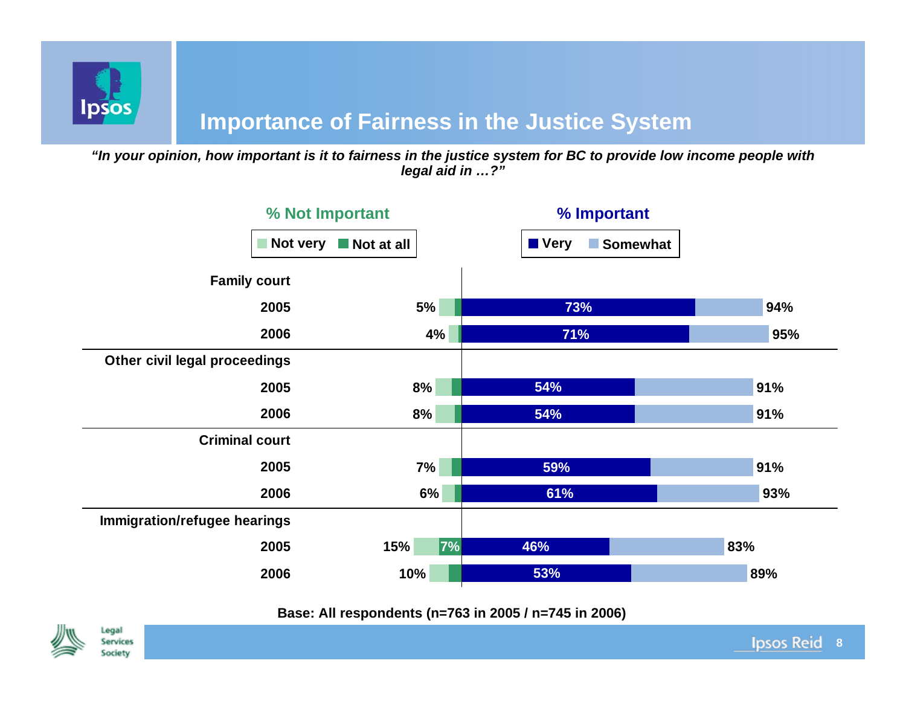# Importance of Fairness in the Justice System

***"In your opinion, how important is it to fairness in the justice system for BC to provide low income people with legal aid in …?"***

| | % Not Important (Not very / Not at all) | % Important: Very | % Important (Very + Somewhat) |
|---|---|---|---|
| **Family court** | | | |
| 2005 | 5% | 73% | 94% |
| 2006 | 4% | 71% | 95% |
| **Other civil legal proceedings** | | | |
| 2005 | 8% | 54% | 91% |
| 2006 | 8% | 54% | 91% |
| **Criminal court** | | | |
| 2005 | 7% | 59% | 91% |
| 2006 | 6% | 61% | 93% |
| **Immigration/refugee hearings** | | | |
| 2005 | 15% (Not at all: 7%) | 46% | 83% |
| 2006 | 10% | 53% | 89% |

**Base: All respondents (n=763 in 2005 / n=745 in 2006)**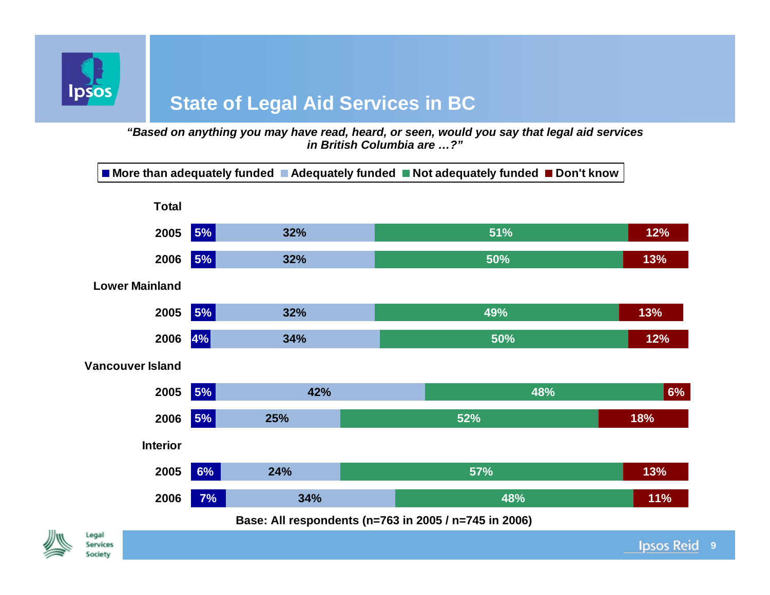# State of Legal Aid Services in BC

*"Based on anything you may have read, heard, or seen, would you say that legal aid services in British Columbia are …?"*

| | More than adequately funded | Adequately funded | Not adequately funded | Don't know |
|---|---|---|---|---|
| **Total** | | | | |
| 2005 | 5% | 32% | 51% | 12% |
| 2006 | 5% | 32% | 50% | 13% |
| **Lower Mainland** | | | | |
| 2005 | 5% | 32% | 49% | 13% |
| 2006 | 4% | 34% | 50% | 12% |
| **Vancouver Island** | | | | |
| 2005 | 5% | 42% | 48% | 6% |
| 2006 | 5% | 25% | 52% | 18% |
| **Interior** | | | | |
| 2005 | 6% | 24% | 57% | 13% |
| 2006 | 7% | 34% | 48% | 11% |

**Base: All respondents (n=763 in 2005 / n=745 in 2006)**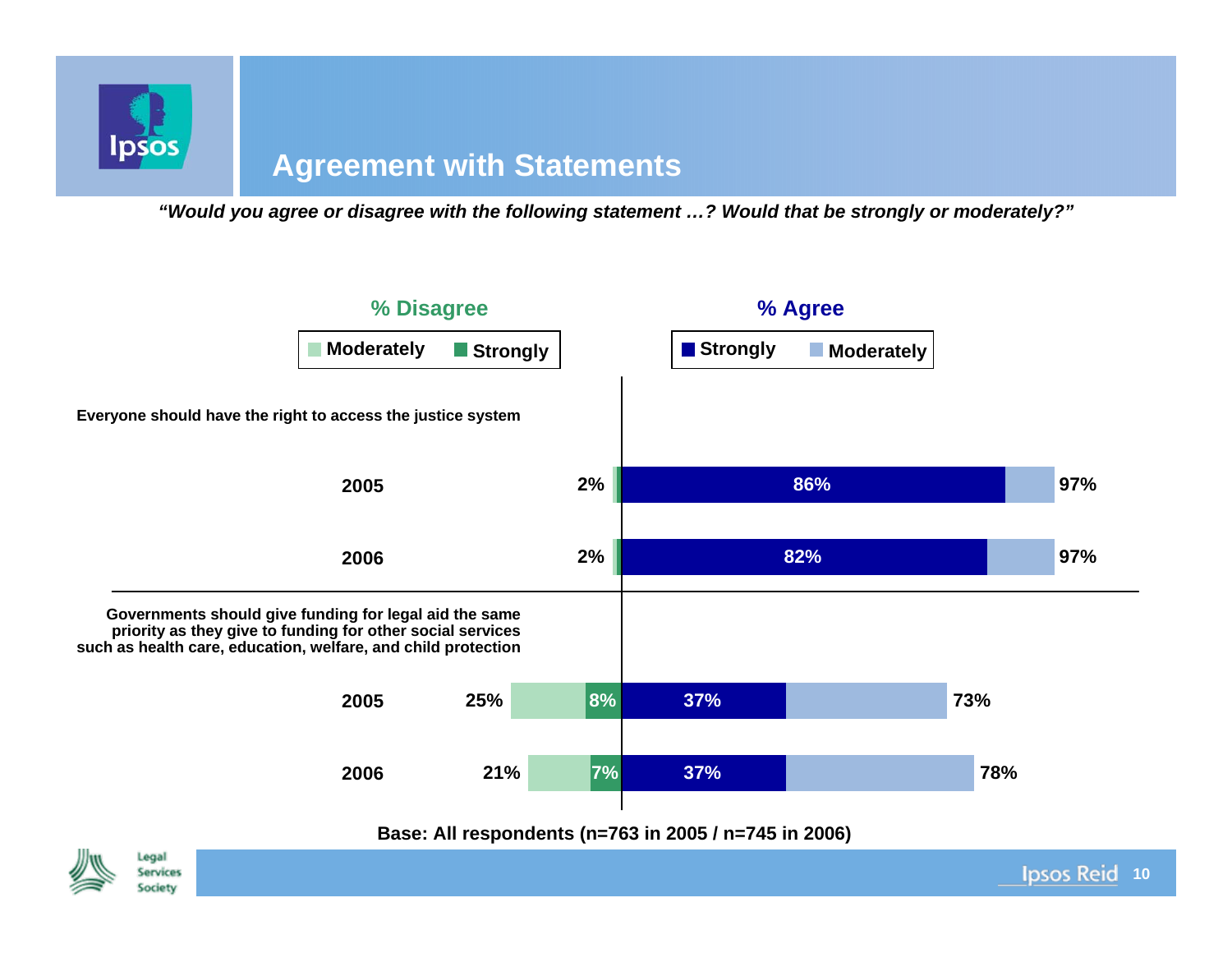# Agreement with Statements

*“Would you agree or disagree with the following statement …? Would that be strongly or moderately?”*

| Statement | Year | % Disagree (Total) | Strongly Disagree | Strongly Agree | % Agree (Total) |
|---|---|---|---|---|---|
| Everyone should have the right to access the justice system | 2005 | 2% | | 86% | 97% |
| | 2006 | 2% | | 82% | 97% |
| Governments should give funding for legal aid the same priority as they give to funding for other social services such as health care, education, welfare, and child protection | 2005 | 25% | 8% | 37% | 73% |
| | 2006 | 21% | 7% | 37% | 78% |

Base: All respondents (n=763 in 2005 / n=745 in 2006)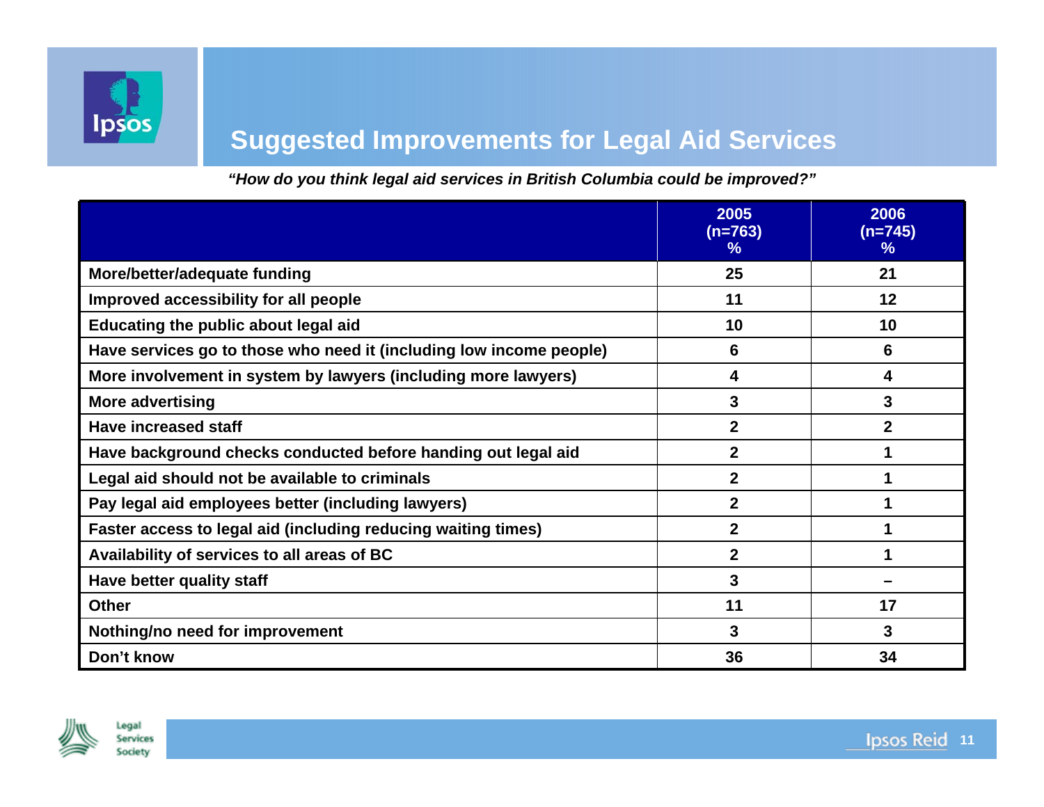# Suggested Improvements for Legal Aid Services

***"How do you think legal aid services in British Columbia could be improved?"***

| | 2005 (n=763) % | 2006 (n=745) % |
|---|---|---|
| More/better/adequate funding | 25 | 21 |
| Improved accessibility for all people | 11 | 12 |
| Educating the public about legal aid | 10 | 10 |
| Have services go to those who need it (including low income people) | 6 | 6 |
| More involvement in system by lawyers (including more lawyers) | 4 | 4 |
| More advertising | 3 | 3 |
| Have increased staff | 2 | 2 |
| Have background checks conducted before handing out legal aid | 2 | 1 |
| Legal aid should not be available to criminals | 2 | 1 |
| Pay legal aid employees better (including lawyers) | 2 | 1 |
| Faster access to legal aid (including reducing waiting times) | 2 | 1 |
| Availability of services to all areas of BC | 2 | 1 |
| Have better quality staff | 3 | – |
| Other | 11 | 17 |
| Nothing/no need for improvement | 3 | 3 |
| Don't know | 36 | 34 |